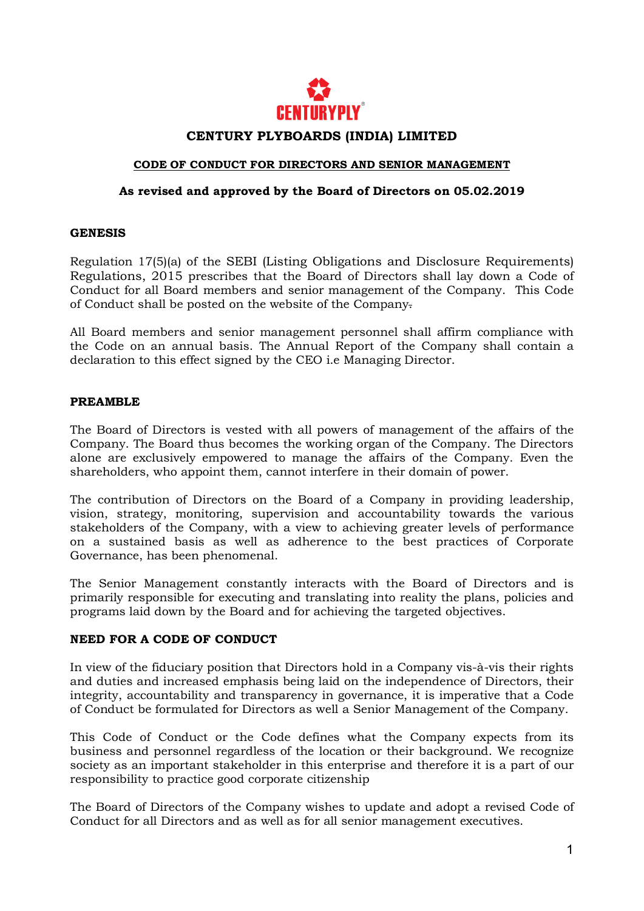CENTURYPLY

# CENTURY PLYBOARDS (INDIA) LIMITED

## CODE OF CONDUCT FOR DIRECTORS AND SENIOR MANAGEMENT

**As revised and approved by the Board of Directors on 05.02.2019**

### GENESIS

Regulation 17(5)(a) of the SEBI (Listing Obligations and Disclosure Requirements) Regulations, 2015 prescribes that the Board of Directors shall lay down a Code of Conduct for all Board members and senior management of the Company. This Code of Conduct shall be posted on the website of the Company.

All Board members and senior management personnel shall affirm compliance with the Code on an annual basis. The Annual Report of the Company shall contain a declaration to this effect signed by the CEO i.e Managing Director.

### PREAMBLE

The Board of Directors is vested with all powers of management of the affairs of the Company. The Board thus becomes the working organ of the Company. The Directors alone are exclusively empowered to manage the affairs of the Company. Even the shareholders, who appoint them, cannot interfere in their domain of power.

The contribution of Directors on the Board of a Company in providing leadership, vision, strategy, monitoring, supervision and accountability towards the various stakeholders of the Company, with a view to achieving greater levels of performance on a sustained basis as well as adherence to the best practices of Corporate Governance, has been phenomenal.

The Senior Management constantly interacts with the Board of Directors and is primarily responsible for executing and translating into reality the plans, policies and programs laid down by the Board and for achieving the targeted objectives.

### NEED FOR A CODE OF CONDUCT

In view of the fiduciary position that Directors hold in a Company vis-à-vis their rights and duties and increased emphasis being laid on the independence of Directors, their integrity, accountability and transparency in governance, it is imperative that a Code of Conduct be formulated for Directors as well a Senior Management of the Company.

This Code of Conduct or the Code defines what the Company expects from its business and personnel regardless of the location or their background. We recognize society as an important stakeholder in this enterprise and therefore it is a part of our responsibility to practice good corporate citizenship

The Board of Directors of the Company wishes to update and adopt a revised Code of Conduct for all Directors and as well as for all senior management executives.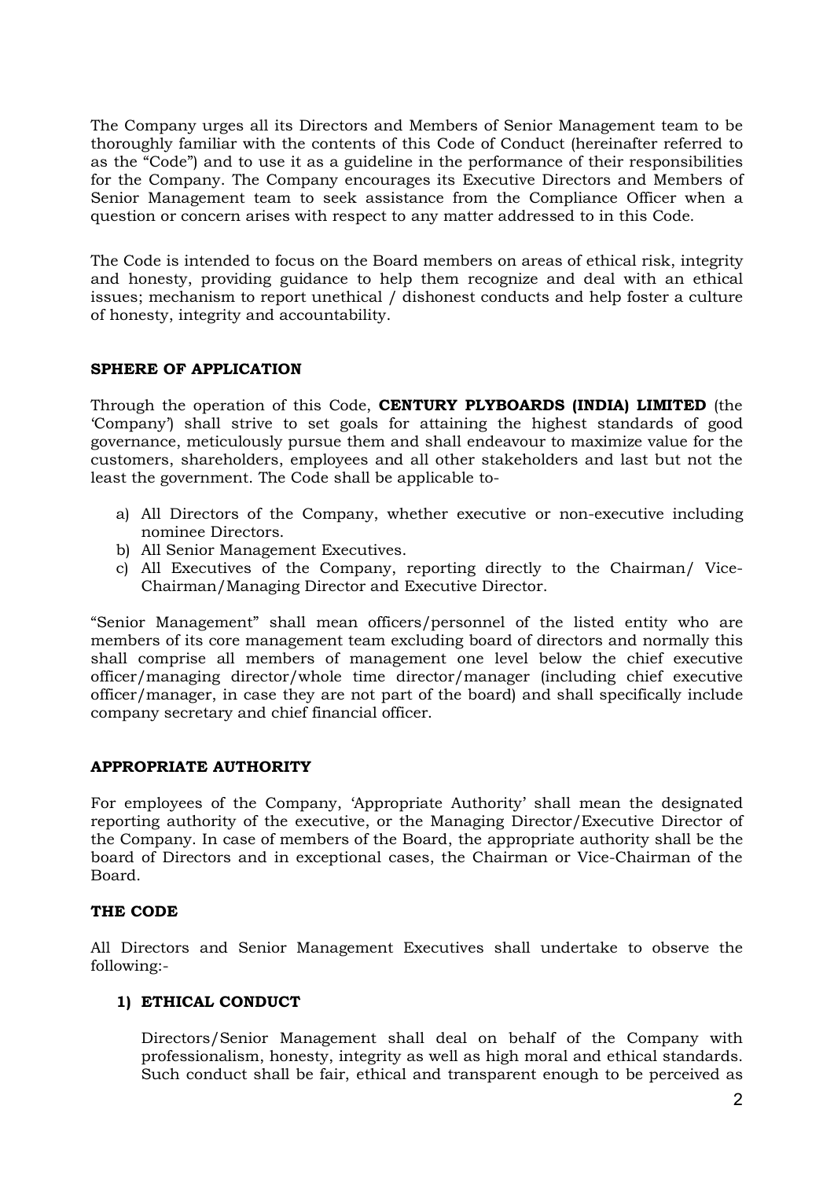The Company urges all its Directors and Members of Senior Management team to be thoroughly familiar with the contents of this Code of Conduct (hereinafter referred to as the "Code") and to use it as a guideline in the performance of their responsibilities for the Company. The Company encourages its Executive Directors and Members of Senior Management team to seek assistance from the Compliance Officer when a question or concern arises with respect to any matter addressed to in this Code.

The Code is intended to focus on the Board members on areas of ethical risk, integrity and honesty, providing guidance to help them recognize and deal with an ethical issues; mechanism to report unethical / dishonest conducts and help foster a culture of honesty, integrity and accountability.

## SPHERE OF APPLICATION

Through the operation of this Code, **CENTURY PLYBOARDS (INDIA) LIMITED** (the 'Company') shall strive to set goals for attaining the highest standards of good governance, meticulously pursue them and shall endeavour to maximize value for the customers, shareholders, employees and all other stakeholders and last but not the least the government. The Code shall be applicable to-

a) All Directors of the Company, whether executive or non-executive including nominee Directors.
b) All Senior Management Executives.
c) All Executives of the Company, reporting directly to the Chairman/ Vice-Chairman/Managing Director and Executive Director.

"Senior Management" shall mean officers/personnel of the listed entity who are members of its core management team excluding board of directors and normally this shall comprise all members of management one level below the chief executive officer/managing director/whole time director/manager (including chief executive officer/manager, in case they are not part of the board) and shall specifically include company secretary and chief financial officer.

## APPROPRIATE AUTHORITY

For employees of the Company, 'Appropriate Authority' shall mean the designated reporting authority of the executive, or the Managing Director/Executive Director of the Company. In case of members of the Board, the appropriate authority shall be the board of Directors and in exceptional cases, the Chairman or Vice-Chairman of the Board.

## THE CODE

All Directors and Senior Management Executives shall undertake to observe the following:-

### 1) ETHICAL CONDUCT

Directors/Senior Management shall deal on behalf of the Company with professionalism, honesty, integrity as well as high moral and ethical standards. Such conduct shall be fair, ethical and transparent enough to be perceived as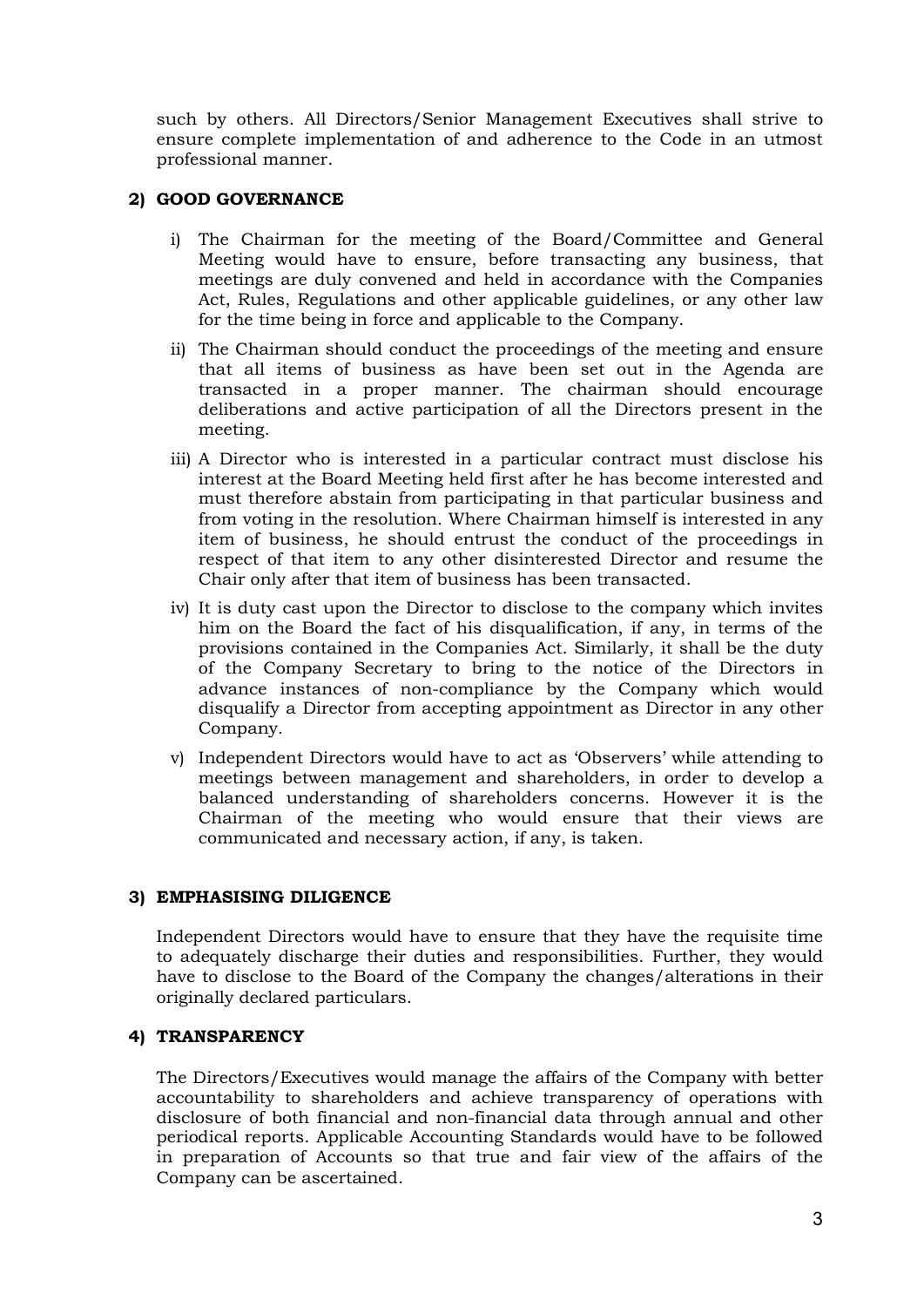such by others. All Directors/Senior Management Executives shall strive to ensure complete implementation of and adherence to the Code in an utmost professional manner.

**2) GOOD GOVERNANCE**

i) The Chairman for the meeting of the Board/Committee and General Meeting would have to ensure, before transacting any business, that meetings are duly convened and held in accordance with the Companies Act, Rules, Regulations and other applicable guidelines, or any other law for the time being in force and applicable to the Company.

ii) The Chairman should conduct the proceedings of the meeting and ensure that all items of business as have been set out in the Agenda are transacted in a proper manner. The chairman should encourage deliberations and active participation of all the Directors present in the meeting.

iii) A Director who is interested in a particular contract must disclose his interest at the Board Meeting held first after he has become interested and must therefore abstain from participating in that particular business and from voting in the resolution. Where Chairman himself is interested in any item of business, he should entrust the conduct of the proceedings in respect of that item to any other disinterested Director and resume the Chair only after that item of business has been transacted.

iv) It is duty cast upon the Director to disclose to the company which invites him on the Board the fact of his disqualification, if any, in terms of the provisions contained in the Companies Act. Similarly, it shall be the duty of the Company Secretary to bring to the notice of the Directors in advance instances of non-compliance by the Company which would disqualify a Director from accepting appointment as Director in any other Company.

v) Independent Directors would have to act as 'Observers' while attending to meetings between management and shareholders, in order to develop a balanced understanding of shareholders concerns. However it is the Chairman of the meeting who would ensure that their views are communicated and necessary action, if any, is taken.

**3) EMPHASISING DILIGENCE**

Independent Directors would have to ensure that they have the requisite time to adequately discharge their duties and responsibilities. Further, they would have to disclose to the Board of the Company the changes/alterations in their originally declared particulars.

**4) TRANSPARENCY**

The Directors/Executives would manage the affairs of the Company with better accountability to shareholders and achieve transparency of operations with disclosure of both financial and non-financial data through annual and other periodical reports. Applicable Accounting Standards would have to be followed in preparation of Accounts so that true and fair view of the affairs of the Company can be ascertained.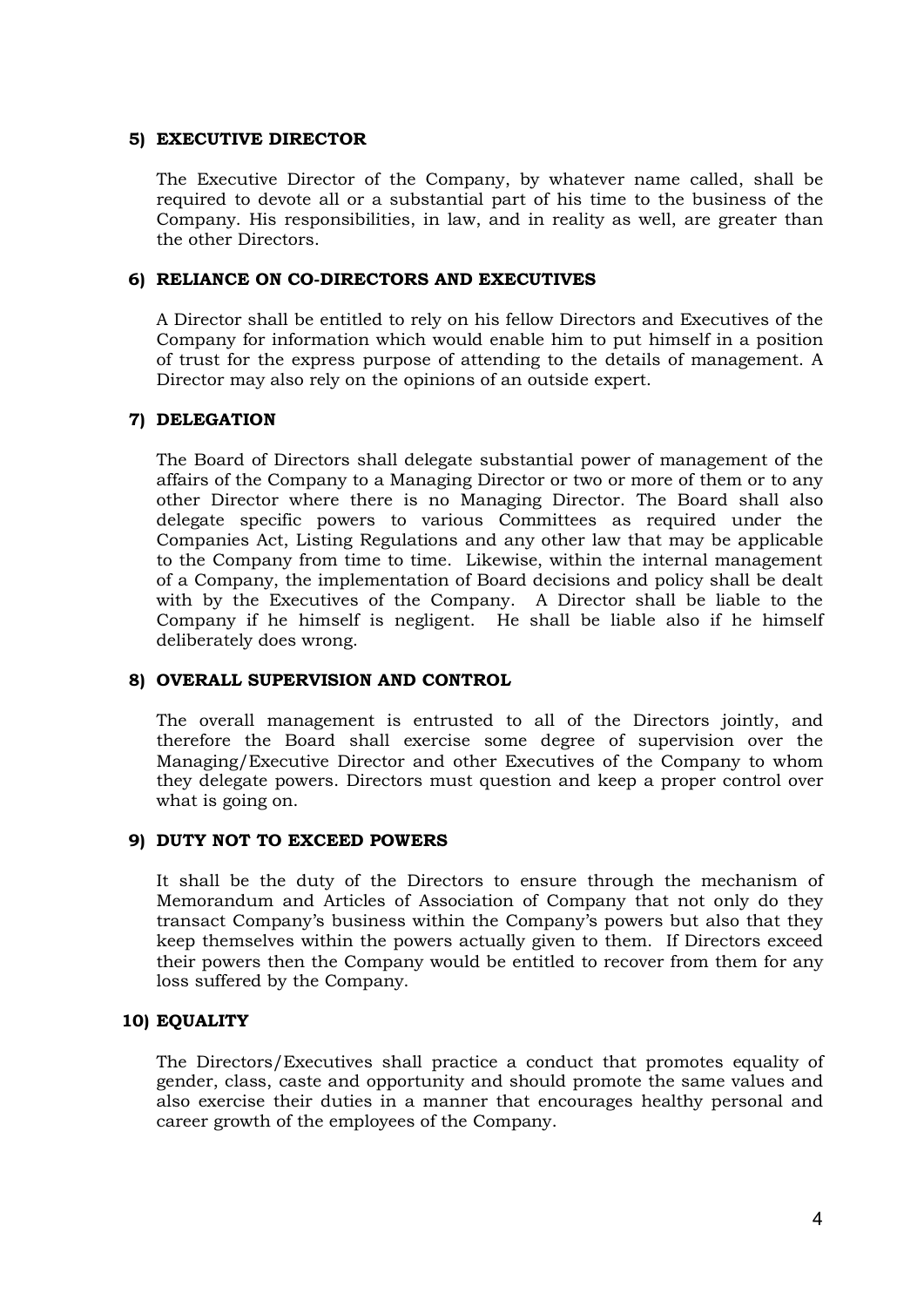### 5) EXECUTIVE DIRECTOR

The Executive Director of the Company, by whatever name called, shall be required to devote all or a substantial part of his time to the business of the Company. His responsibilities, in law, and in reality as well, are greater than the other Directors.

### 6) RELIANCE ON CO-DIRECTORS AND EXECUTIVES

A Director shall be entitled to rely on his fellow Directors and Executives of the Company for information which would enable him to put himself in a position of trust for the express purpose of attending to the details of management. A Director may also rely on the opinions of an outside expert.

### 7) DELEGATION

The Board of Directors shall delegate substantial power of management of the affairs of the Company to a Managing Director or two or more of them or to any other Director where there is no Managing Director. The Board shall also delegate specific powers to various Committees as required under the Companies Act, Listing Regulations and any other law that may be applicable to the Company from time to time. Likewise, within the internal management of a Company, the implementation of Board decisions and policy shall be dealt with by the Executives of the Company. A Director shall be liable to the Company if he himself is negligent. He shall be liable also if he himself deliberately does wrong.

### 8) OVERALL SUPERVISION AND CONTROL

The overall management is entrusted to all of the Directors jointly, and therefore the Board shall exercise some degree of supervision over the Managing/Executive Director and other Executives of the Company to whom they delegate powers. Directors must question and keep a proper control over what is going on.

### 9) DUTY NOT TO EXCEED POWERS

It shall be the duty of the Directors to ensure through the mechanism of Memorandum and Articles of Association of Company that not only do they transact Company's business within the Company's powers but also that they keep themselves within the powers actually given to them. If Directors exceed their powers then the Company would be entitled to recover from them for any loss suffered by the Company.

### 10) EQUALITY

The Directors/Executives shall practice a conduct that promotes equality of gender, class, caste and opportunity and should promote the same values and also exercise their duties in a manner that encourages healthy personal and career growth of the employees of the Company.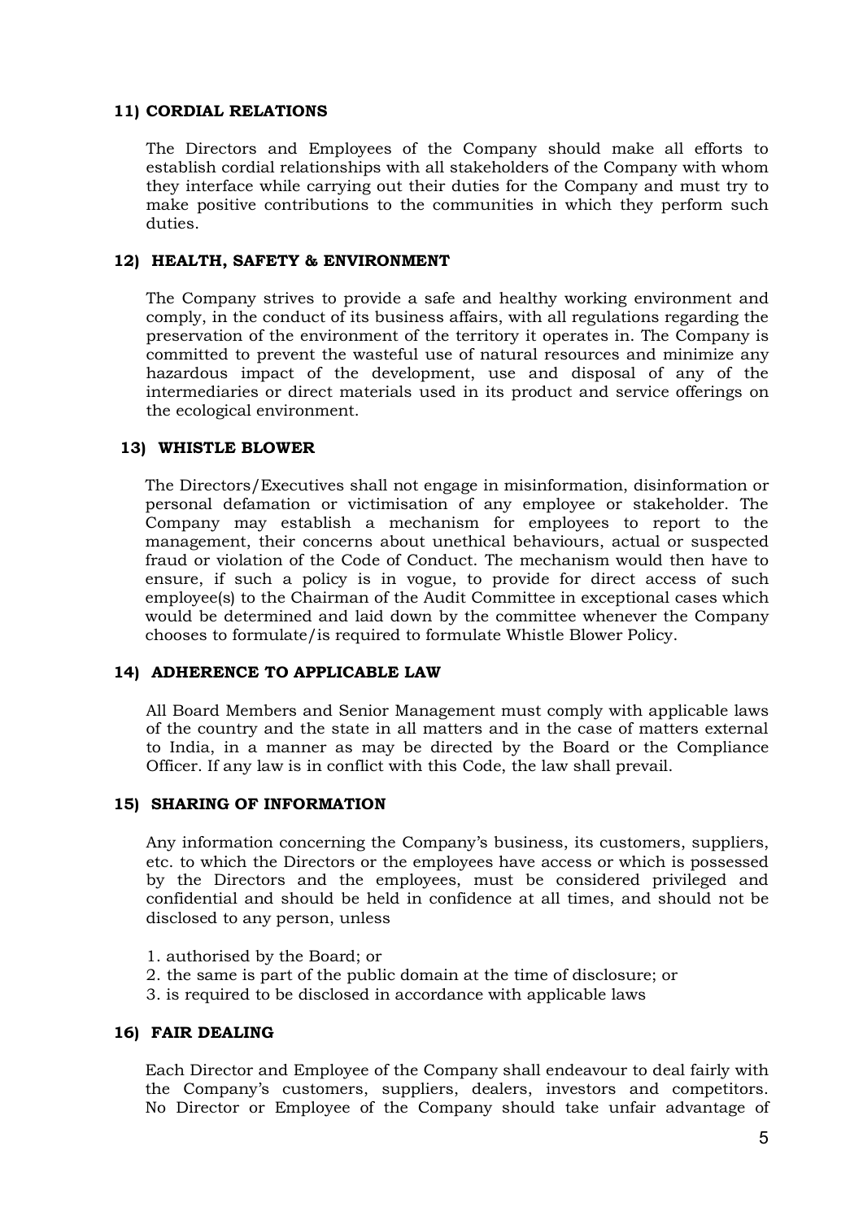### 11) CORDIAL RELATIONS

The Directors and Employees of the Company should make all efforts to establish cordial relationships with all stakeholders of the Company with whom they interface while carrying out their duties for the Company and must try to make positive contributions to the communities in which they perform such duties.

### 12) HEALTH, SAFETY & ENVIRONMENT

The Company strives to provide a safe and healthy working environment and comply, in the conduct of its business affairs, with all regulations regarding the preservation of the environment of the territory it operates in. The Company is committed to prevent the wasteful use of natural resources and minimize any hazardous impact of the development, use and disposal of any of the intermediaries or direct materials used in its product and service offerings on the ecological environment.

### 13) WHISTLE BLOWER

The Directors/Executives shall not engage in misinformation, disinformation or personal defamation or victimisation of any employee or stakeholder. The Company may establish a mechanism for employees to report to the management, their concerns about unethical behaviours, actual or suspected fraud or violation of the Code of Conduct. The mechanism would then have to ensure, if such a policy is in vogue, to provide for direct access of such employee(s) to the Chairman of the Audit Committee in exceptional cases which would be determined and laid down by the committee whenever the Company chooses to formulate/is required to formulate Whistle Blower Policy.

### 14) ADHERENCE TO APPLICABLE LAW

All Board Members and Senior Management must comply with applicable laws of the country and the state in all matters and in the case of matters external to India, in a manner as may be directed by the Board or the Compliance Officer. If any law is in conflict with this Code, the law shall prevail.

### 15) SHARING OF INFORMATION

Any information concerning the Company's business, its customers, suppliers, etc. to which the Directors or the employees have access or which is possessed by the Directors and the employees, must be considered privileged and confidential and should be held in confidence at all times, and should not be disclosed to any person, unless

1. authorised by the Board; or
2. the same is part of the public domain at the time of disclosure; or
3. is required to be disclosed in accordance with applicable laws

### 16) FAIR DEALING

Each Director and Employee of the Company shall endeavour to deal fairly with the Company's customers, suppliers, dealers, investors and competitors. No Director or Employee of the Company should take unfair advantage of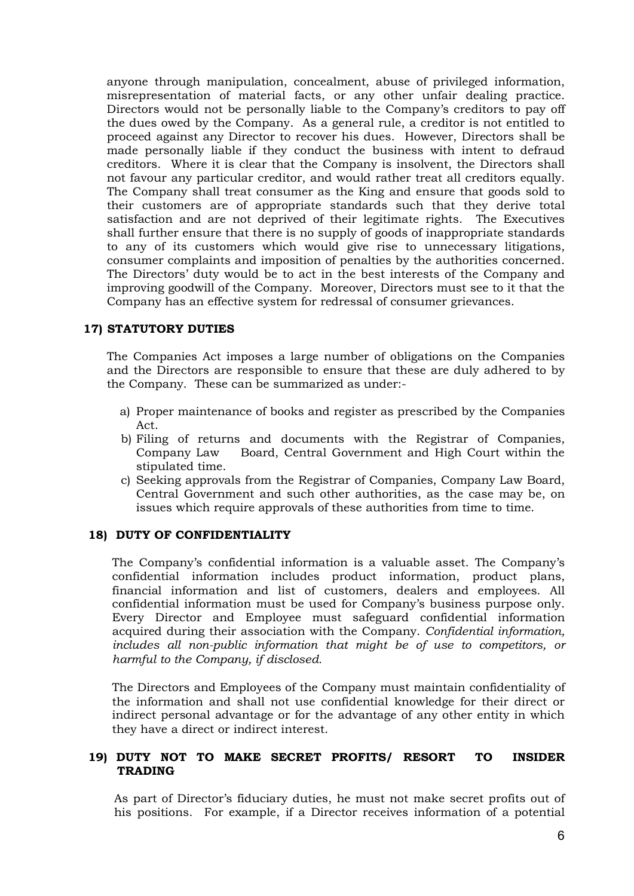anyone through manipulation, concealment, abuse of privileged information, misrepresentation of material facts, or any other unfair dealing practice. Directors would not be personally liable to the Company's creditors to pay off the dues owed by the Company. As a general rule, a creditor is not entitled to proceed against any Director to recover his dues. However, Directors shall be made personally liable if they conduct the business with intent to defraud creditors. Where it is clear that the Company is insolvent, the Directors shall not favour any particular creditor, and would rather treat all creditors equally. The Company shall treat consumer as the King and ensure that goods sold to their customers are of appropriate standards such that they derive total satisfaction and are not deprived of their legitimate rights. The Executives shall further ensure that there is no supply of goods of inappropriate standards to any of its customers which would give rise to unnecessary litigations, consumer complaints and imposition of penalties by the authorities concerned. The Directors' duty would be to act in the best interests of the Company and improving goodwill of the Company. Moreover, Directors must see to it that the Company has an effective system for redressal of consumer grievances.

### 17) STATUTORY DUTIES

The Companies Act imposes a large number of obligations on the Companies and the Directors are responsible to ensure that these are duly adhered to by the Company. These can be summarized as under:-

a) Proper maintenance of books and register as prescribed by the Companies Act.
b) Filing of returns and documents with the Registrar of Companies, Company Law Board, Central Government and High Court within the stipulated time.
c) Seeking approvals from the Registrar of Companies, Company Law Board, Central Government and such other authorities, as the case may be, on issues which require approvals of these authorities from time to time.

### 18) DUTY OF CONFIDENTIALITY

The Company's confidential information is a valuable asset. The Company's confidential information includes product information, product plans, financial information and list of customers, dealers and employees. All confidential information must be used for Company's business purpose only. Every Director and Employee must safeguard confidential information acquired during their association with the Company. *Confidential information, includes all non-public information that might be of use to competitors, or harmful to the Company, if disclosed.*

The Directors and Employees of the Company must maintain confidentiality of the information and shall not use confidential knowledge for their direct or indirect personal advantage or for the advantage of any other entity in which they have a direct or indirect interest.

### 19) DUTY NOT TO MAKE SECRET PROFITS/ RESORT TO INSIDER TRADING

As part of Director's fiduciary duties, he must not make secret profits out of his positions. For example, if a Director receives information of a potential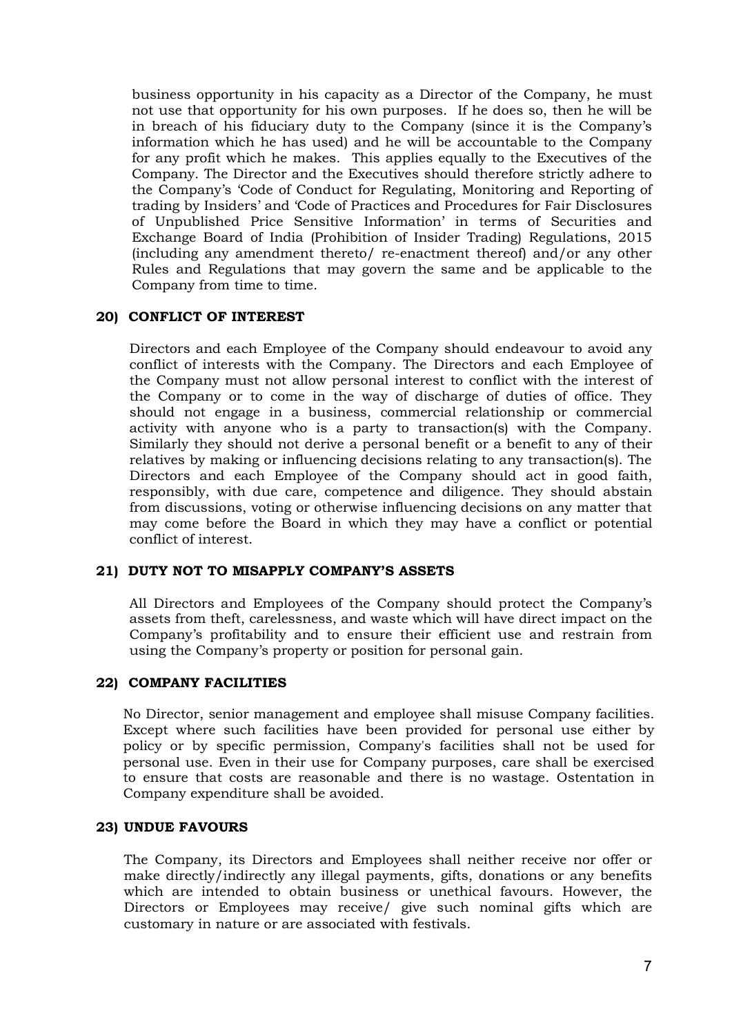business opportunity in his capacity as a Director of the Company, he must not use that opportunity for his own purposes. If he does so, then he will be in breach of his fiduciary duty to the Company (since it is the Company's information which he has used) and he will be accountable to the Company for any profit which he makes. This applies equally to the Executives of the Company. The Director and the Executives should therefore strictly adhere to the Company's 'Code of Conduct for Regulating, Monitoring and Reporting of trading by Insiders' and 'Code of Practices and Procedures for Fair Disclosures of Unpublished Price Sensitive Information' in terms of Securities and Exchange Board of India (Prohibition of Insider Trading) Regulations, 2015 (including any amendment thereto/ re-enactment thereof) and/or any other Rules and Regulations that may govern the same and be applicable to the Company from time to time.

**20) CONFLICT OF INTEREST**

Directors and each Employee of the Company should endeavour to avoid any conflict of interests with the Company. The Directors and each Employee of the Company must not allow personal interest to conflict with the interest of the Company or to come in the way of discharge of duties of office. They should not engage in a business, commercial relationship or commercial activity with anyone who is a party to transaction(s) with the Company. Similarly they should not derive a personal benefit or a benefit to any of their relatives by making or influencing decisions relating to any transaction(s). The Directors and each Employee of the Company should act in good faith, responsibly, with due care, competence and diligence. They should abstain from discussions, voting or otherwise influencing decisions on any matter that may come before the Board in which they may have a conflict or potential conflict of interest.

**21) DUTY NOT TO MISAPPLY COMPANY'S ASSETS**

All Directors and Employees of the Company should protect the Company's assets from theft, carelessness, and waste which will have direct impact on the Company's profitability and to ensure their efficient use and restrain from using the Company's property or position for personal gain.

**22) COMPANY FACILITIES**

No Director, senior management and employee shall misuse Company facilities. Except where such facilities have been provided for personal use either by policy or by specific permission, Company's facilities shall not be used for personal use. Even in their use for Company purposes, care shall be exercised to ensure that costs are reasonable and there is no wastage. Ostentation in Company expenditure shall be avoided.

**23) UNDUE FAVOURS**

The Company, its Directors and Employees shall neither receive nor offer or make directly/indirectly any illegal payments, gifts, donations or any benefits which are intended to obtain business or unethical favours. However, the Directors or Employees may receive/ give such nominal gifts which are customary in nature or are associated with festivals.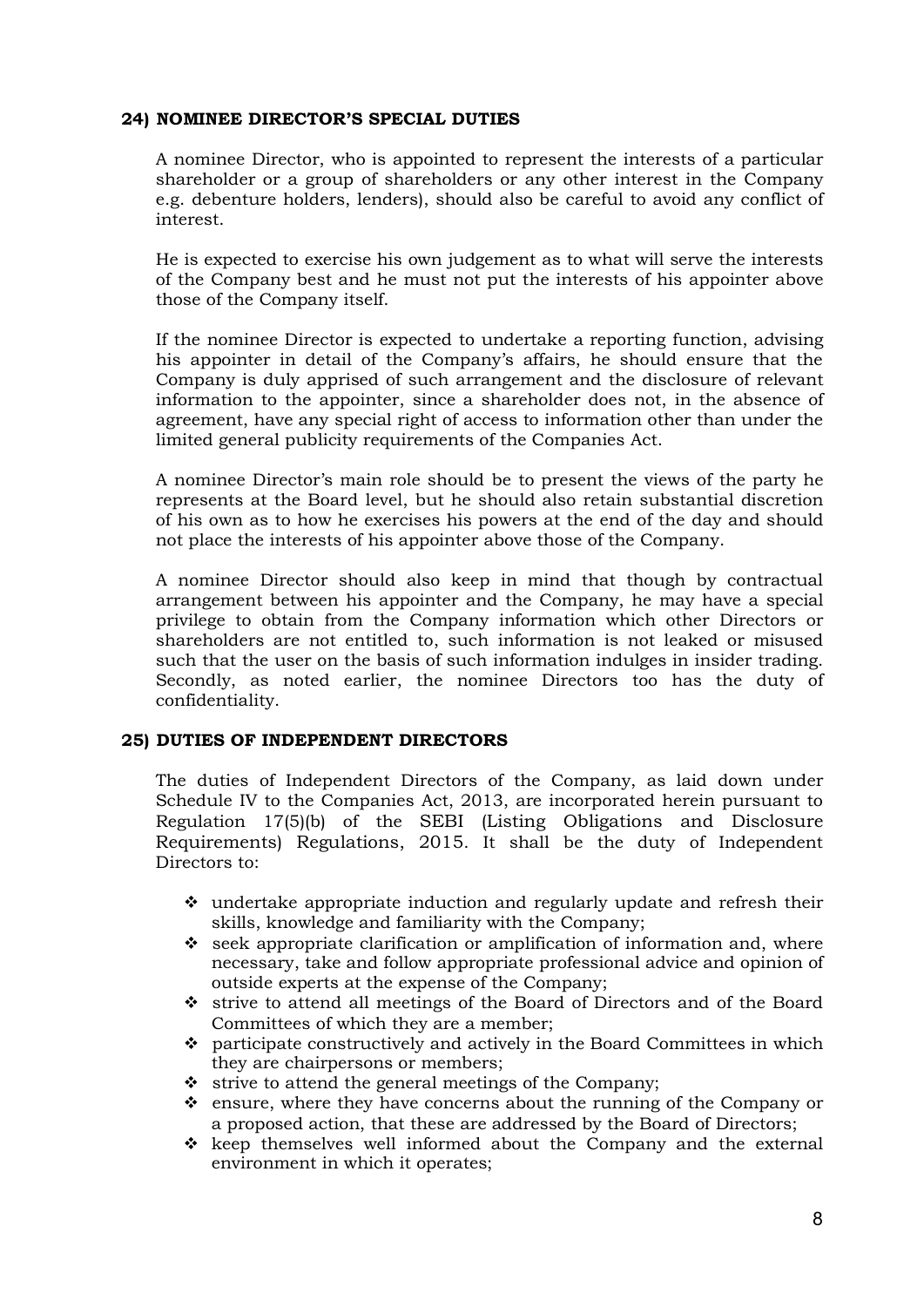## 24) NOMINEE DIRECTOR'S SPECIAL DUTIES

A nominee Director, who is appointed to represent the interests of a particular shareholder or a group of shareholders or any other interest in the Company e.g. debenture holders, lenders), should also be careful to avoid any conflict of interest.

He is expected to exercise his own judgement as to what will serve the interests of the Company best and he must not put the interests of his appointer above those of the Company itself.

If the nominee Director is expected to undertake a reporting function, advising his appointer in detail of the Company's affairs, he should ensure that the Company is duly apprised of such arrangement and the disclosure of relevant information to the appointer, since a shareholder does not, in the absence of agreement, have any special right of access to information other than under the limited general publicity requirements of the Companies Act.

A nominee Director's main role should be to present the views of the party he represents at the Board level, but he should also retain substantial discretion of his own as to how he exercises his powers at the end of the day and should not place the interests of his appointer above those of the Company.

A nominee Director should also keep in mind that though by contractual arrangement between his appointer and the Company, he may have a special privilege to obtain from the Company information which other Directors or shareholders are not entitled to, such information is not leaked or misused such that the user on the basis of such information indulges in insider trading. Secondly, as noted earlier, the nominee Directors too has the duty of confidentiality.

## 25) DUTIES OF INDEPENDENT DIRECTORS

The duties of Independent Directors of the Company, as laid down under Schedule IV to the Companies Act, 2013, are incorporated herein pursuant to Regulation 17(5)(b) of the SEBI (Listing Obligations and Disclosure Requirements) Regulations, 2015. It shall be the duty of Independent Directors to:

- undertake appropriate induction and regularly update and refresh their skills, knowledge and familiarity with the Company;
- seek appropriate clarification or amplification of information and, where necessary, take and follow appropriate professional advice and opinion of outside experts at the expense of the Company;
- strive to attend all meetings of the Board of Directors and of the Board Committees of which they are a member;
- participate constructively and actively in the Board Committees in which they are chairpersons or members;
- strive to attend the general meetings of the Company;
- ensure, where they have concerns about the running of the Company or a proposed action, that these are addressed by the Board of Directors;
- keep themselves well informed about the Company and the external environment in which it operates;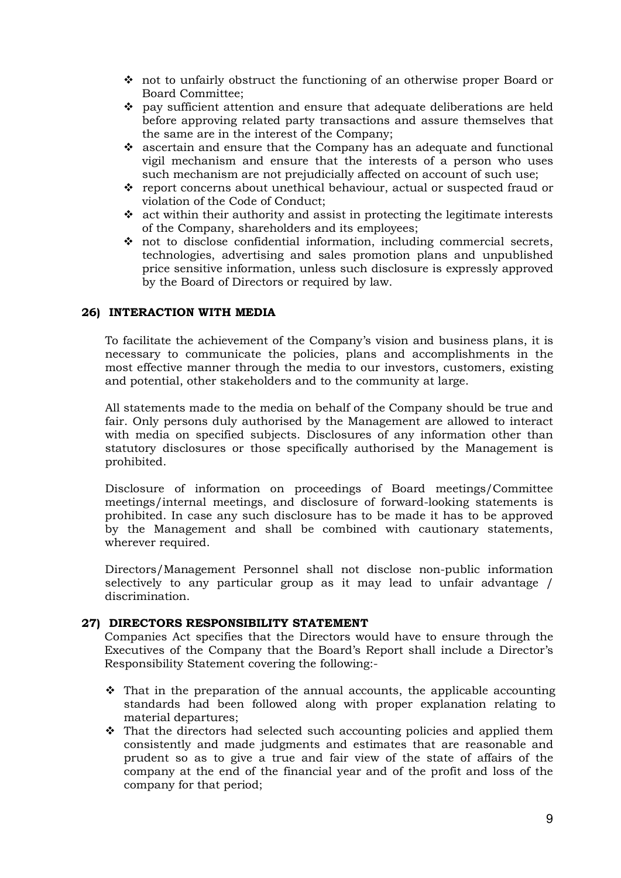- not to unfairly obstruct the functioning of an otherwise proper Board or Board Committee;
- pay sufficient attention and ensure that adequate deliberations are held before approving related party transactions and assure themselves that the same are in the interest of the Company;
- ascertain and ensure that the Company has an adequate and functional vigil mechanism and ensure that the interests of a person who uses such mechanism are not prejudicially affected on account of such use;
- report concerns about unethical behaviour, actual or suspected fraud or violation of the Code of Conduct;
- act within their authority and assist in protecting the legitimate interests of the Company, shareholders and its employees;
- not to disclose confidential information, including commercial secrets, technologies, advertising and sales promotion plans and unpublished price sensitive information, unless such disclosure is expressly approved by the Board of Directors or required by law.

### 26) INTERACTION WITH MEDIA

To facilitate the achievement of the Company's vision and business plans, it is necessary to communicate the policies, plans and accomplishments in the most effective manner through the media to our investors, customers, existing and potential, other stakeholders and to the community at large.

All statements made to the media on behalf of the Company should be true and fair. Only persons duly authorised by the Management are allowed to interact with media on specified subjects. Disclosures of any information other than statutory disclosures or those specifically authorised by the Management is prohibited.

Disclosure of information on proceedings of Board meetings/Committee meetings/internal meetings, and disclosure of forward-looking statements is prohibited. In case any such disclosure has to be made it has to be approved by the Management and shall be combined with cautionary statements, wherever required.

Directors/Management Personnel shall not disclose non-public information selectively to any particular group as it may lead to unfair advantage / discrimination.

### 27) DIRECTORS RESPONSIBILITY STATEMENT

Companies Act specifies that the Directors would have to ensure through the Executives of the Company that the Board's Report shall include a Director's Responsibility Statement covering the following:-

- That in the preparation of the annual accounts, the applicable accounting standards had been followed along with proper explanation relating to material departures;
- That the directors had selected such accounting policies and applied them consistently and made judgments and estimates that are reasonable and prudent so as to give a true and fair view of the state of affairs of the company at the end of the financial year and of the profit and loss of the company for that period;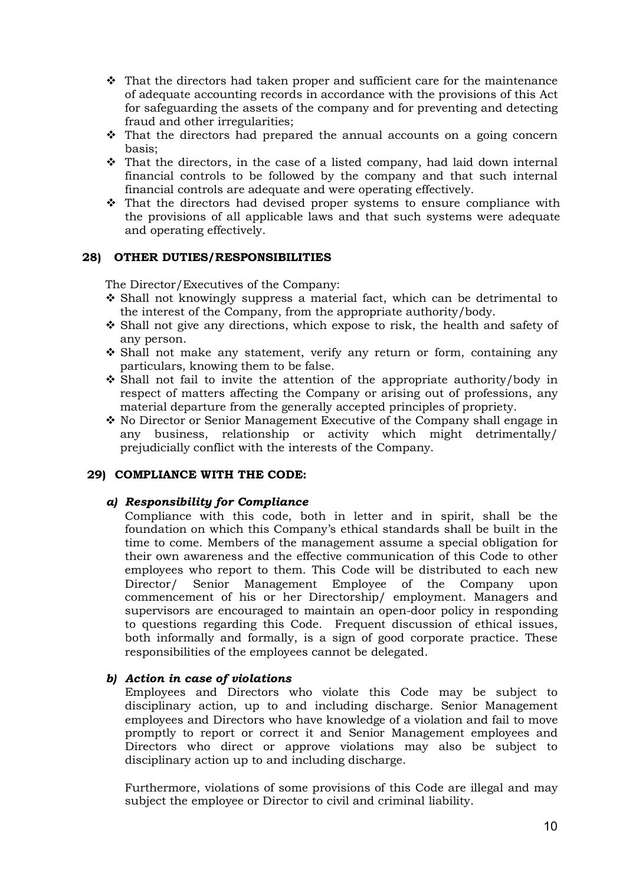- That the directors had taken proper and sufficient care for the maintenance of adequate accounting records in accordance with the provisions of this Act for safeguarding the assets of the company and for preventing and detecting fraud and other irregularities;
- That the directors had prepared the annual accounts on a going concern basis;
- That the directors, in the case of a listed company, had laid down internal financial controls to be followed by the company and that such internal financial controls are adequate and were operating effectively.
- That the directors had devised proper systems to ensure compliance with the provisions of all applicable laws and that such systems were adequate and operating effectively.

### 28) OTHER DUTIES/RESPONSIBILITIES

The Director/Executives of the Company:

- Shall not knowingly suppress a material fact, which can be detrimental to the interest of the Company, from the appropriate authority/body.
- Shall not give any directions, which expose to risk, the health and safety of any person.
- Shall not make any statement, verify any return or form, containing any particulars, knowing them to be false.
- Shall not fail to invite the attention of the appropriate authority/body in respect of matters affecting the Company or arising out of professions, any material departure from the generally accepted principles of propriety.
- No Director or Senior Management Executive of the Company shall engage in any business, relationship or activity which might detrimentally/ prejudicially conflict with the interests of the Company.

### 29) COMPLIANCE WITH THE CODE:

#### *a) Responsibility for Compliance*

Compliance with this code, both in letter and in spirit, shall be the foundation on which this Company's ethical standards shall be built in the time to come. Members of the management assume a special obligation for their own awareness and the effective communication of this Code to other employees who report to them. This Code will be distributed to each new Director/ Senior Management Employee of the Company upon commencement of his or her Directorship/ employment. Managers and supervisors are encouraged to maintain an open-door policy in responding to questions regarding this Code. Frequent discussion of ethical issues, both informally and formally, is a sign of good corporate practice. These responsibilities of the employees cannot be delegated.

#### *b) Action in case of violations*

Employees and Directors who violate this Code may be subject to disciplinary action, up to and including discharge. Senior Management employees and Directors who have knowledge of a violation and fail to move promptly to report or correct it and Senior Management employees and Directors who direct or approve violations may also be subject to disciplinary action up to and including discharge.

Furthermore, violations of some provisions of this Code are illegal and may subject the employee or Director to civil and criminal liability.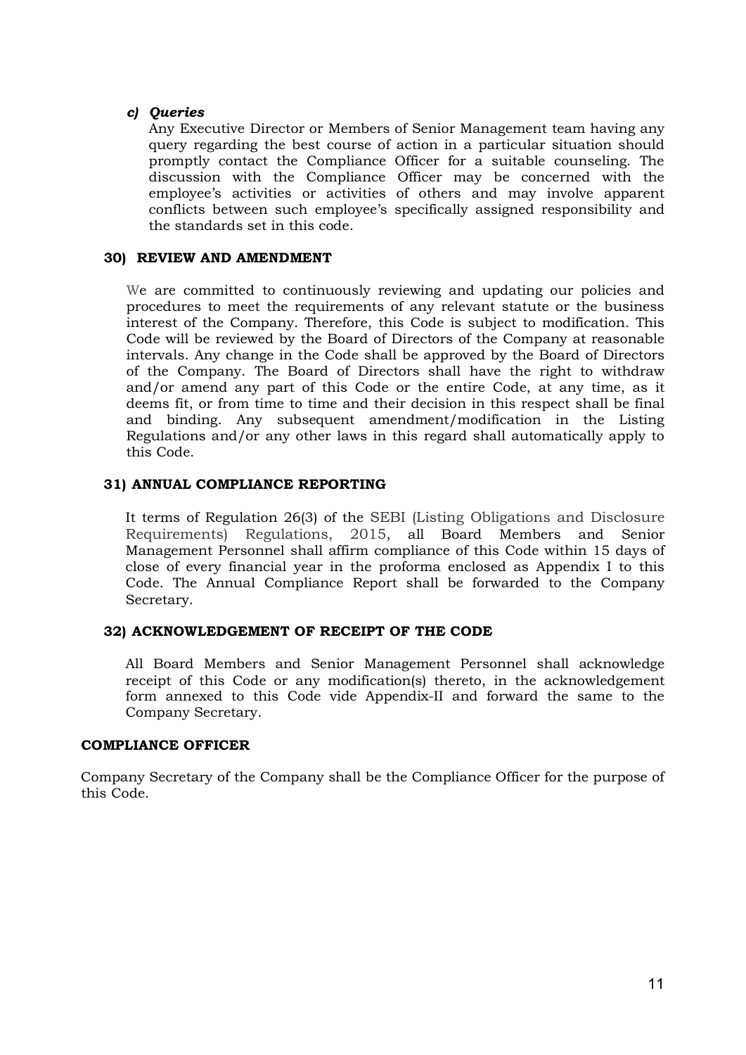***c) Queries***

Any Executive Director or Members of Senior Management team having any query regarding the best course of action in a particular situation should promptly contact the Compliance Officer for a suitable counseling. The discussion with the Compliance Officer may be concerned with the employee's activities or activities of others and may involve apparent conflicts between such employee's specifically assigned responsibility and the standards set in this code.

**30) REVIEW AND AMENDMENT**

We are committed to continuously reviewing and updating our policies and procedures to meet the requirements of any relevant statute or the business interest of the Company. Therefore, this Code is subject to modification. This Code will be reviewed by the Board of Directors of the Company at reasonable intervals. Any change in the Code shall be approved by the Board of Directors of the Company. The Board of Directors shall have the right to withdraw and/or amend any part of this Code or the entire Code, at any time, as it deems fit, or from time to time and their decision in this respect shall be final and binding. Any subsequent amendment/modification in the Listing Regulations and/or any other laws in this regard shall automatically apply to this Code.

**31) ANNUAL COMPLIANCE REPORTING**

It terms of Regulation 26(3) of the SEBI (Listing Obligations and Disclosure Requirements) Regulations, 2015, all Board Members and Senior Management Personnel shall affirm compliance of this Code within 15 days of close of every financial year in the proforma enclosed as Appendix I to this Code. The Annual Compliance Report shall be forwarded to the Company Secretary.

**32) ACKNOWLEDGEMENT OF RECEIPT OF THE CODE**

All Board Members and Senior Management Personnel shall acknowledge receipt of this Code or any modification(s) thereto, in the acknowledgement form annexed to this Code vide Appendix-II and forward the same to the Company Secretary.

**COMPLIANCE OFFICER**

Company Secretary of the Company shall be the Compliance Officer for the purpose of this Code.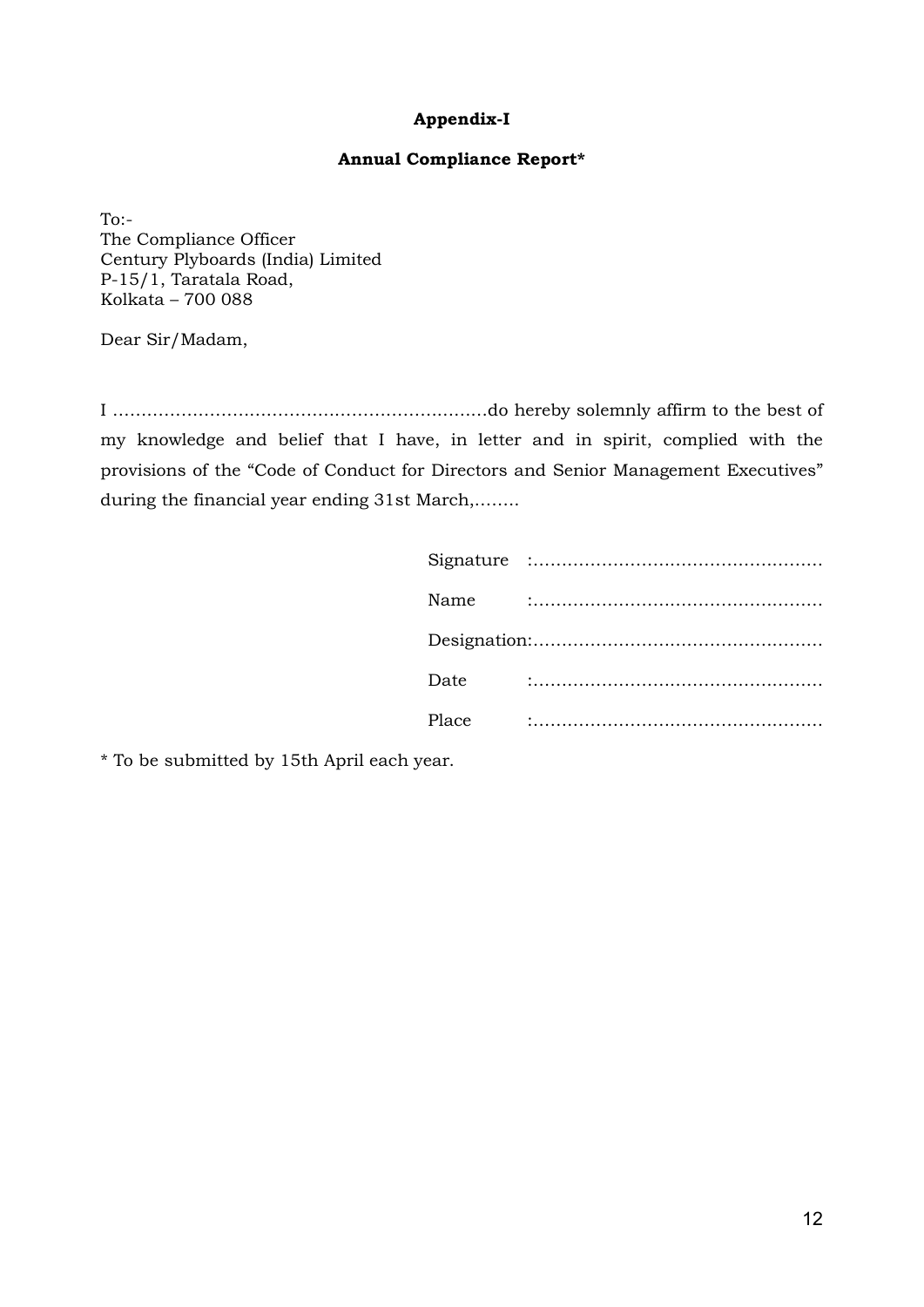**Appendix-I**

**Annual Compliance Report***

To:-
The Compliance Officer
Century Plyboards (India) Limited
P-15/1, Taratala Road,
Kolkata – 700 088

Dear Sir/Madam,

I ……………………………………………………………do hereby solemnly affirm to the best of my knowledge and belief that I have, in letter and in spirit, complied with the provisions of the "Code of Conduct for Directors and Senior Management Executives" during the financial year ending 31st March,……..

Signature :……………………………………………

Name :……………………………………………

Designation:……………………………………………

Date :……………………………………………

Place :……………………………………………

* To be submitted by 15th April each year.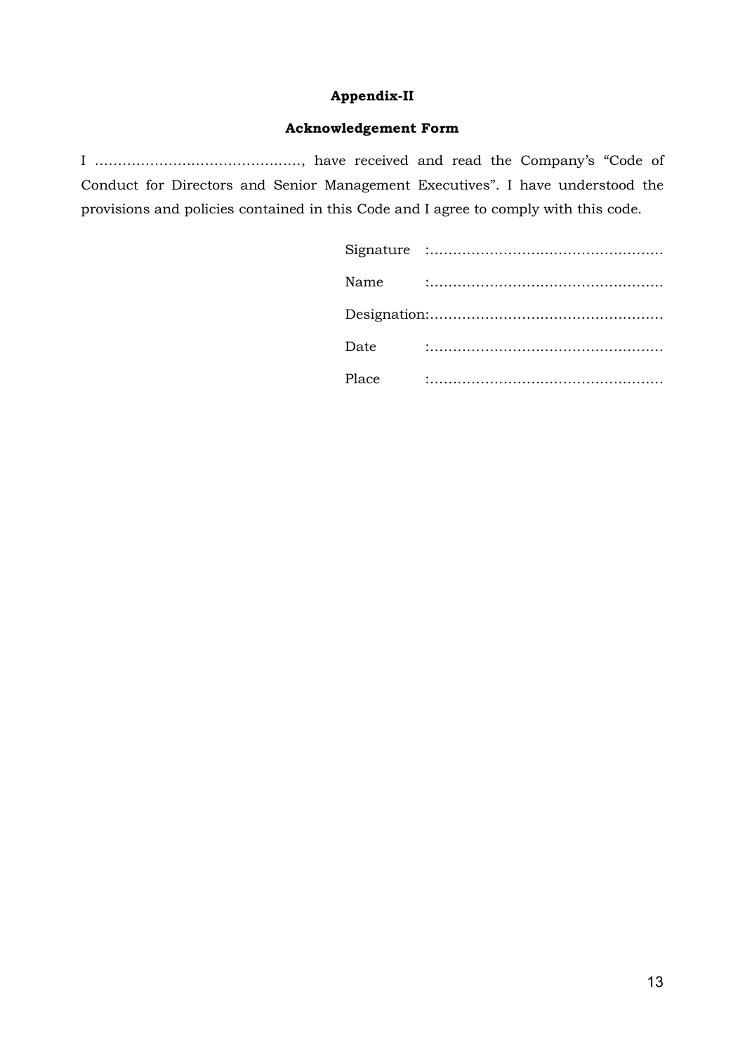**Appendix-II**

**Acknowledgement Form**

I ………………………………………, have received and read the Company's "Code of Conduct for Directors and Senior Management Executives". I have understood the provisions and policies contained in this Code and I agree to comply with this code.

Signature :……………………………………………

Name :……………………………………………

Designation:……………………………………………

Date :……………………………………………

Place :……………………………………………